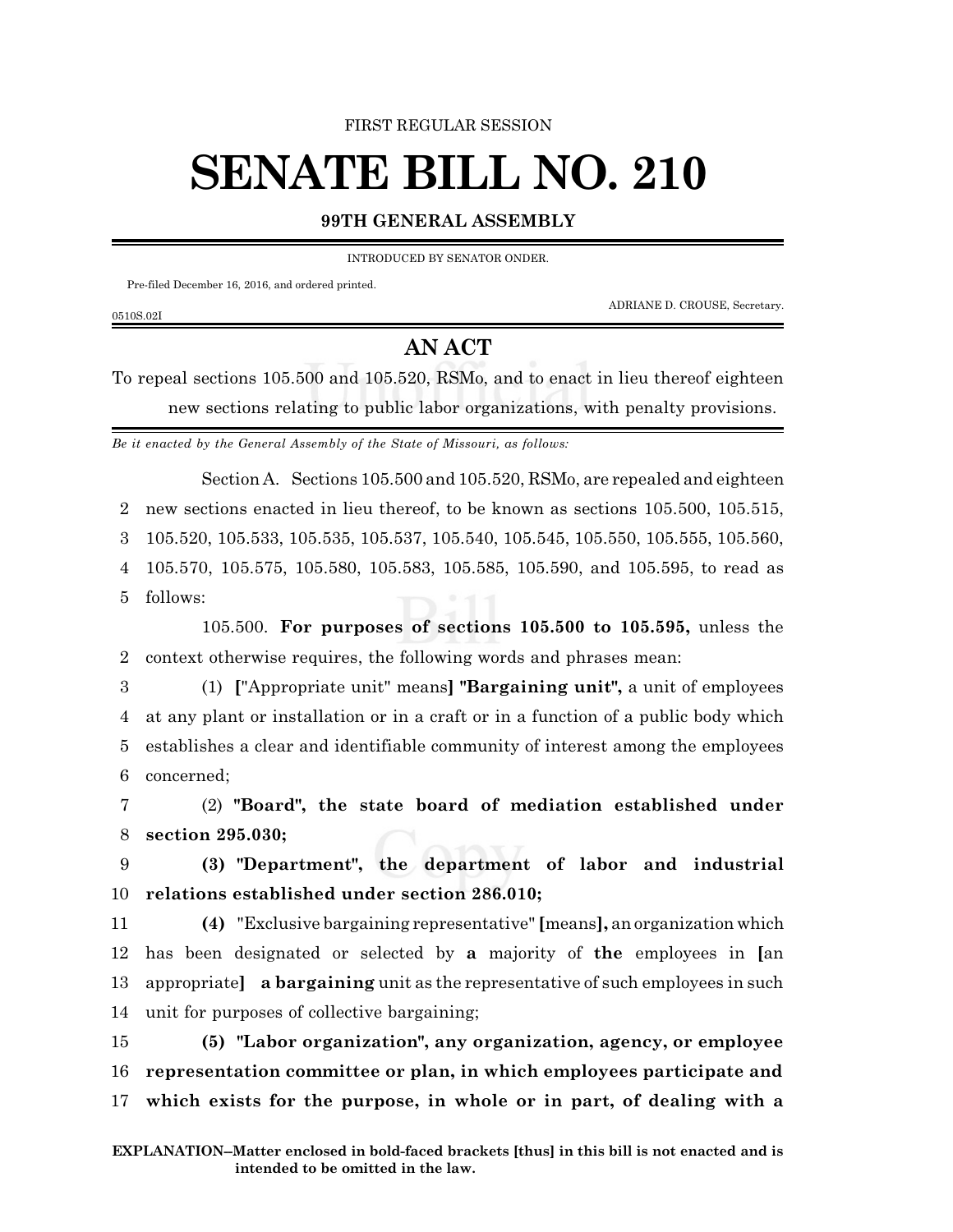FIRST REGULAR SESSION

# SENATE BILL NO. 210

**99TH GENERAL ASSEMBLY**

INTRODUCED BY SENATOR ONDER.

Pre-filed December 16, 2016, and ordered printed.

ADRIANE D. CROUSE, Secretary.

0510S.02I

## AN ACT

To repeal sections 105.500 and 105.520, RSMo, and to enact in lieu thereof eighteen new sections relating to public labor organizations, with penalty provisions.

*Be it enacted by the General Assembly of the State of Missouri, as follows:*

Section A. Sections 105.500 and 105.520, RSMo, are repealed and eighteen new sections enacted in lieu thereof, to be known as sections 105.500, 105.515, 105.520, 105.533, 105.535, 105.537, 105.540, 105.545, 105.550, 105.555, 105.560, 105.570, 105.575, 105.580, 105.583, 105.585, 105.590, and 105.595, to read as follows:

105.500. **For purposes of sections 105.500 to 105.595,** unless the context otherwise requires, the following words and phrases mean:

(1) **[**"Appropriate unit" means**]** **"Bargaining unit",** a unit of employees at any plant or installation or in a craft or in a function of a public body which establishes a clear and identifiable community of interest among the employees concerned;

(2) **"Board", the state board of mediation established under section 295.030;**

**(3) "Department", the department of labor and industrial relations established under section 286.010;**

**(4)** "Exclusive bargaining representative" **[**means**],** an organization which has been designated or selected by **a** majority of **the** employees in **[**an appropriate**]** **a bargaining** unit as the representative of such employees in such unit for purposes of collective bargaining;

**(5) "Labor organization", any organization, agency, or employee representation committee or plan, in which employees participate and which exists for the purpose, in whole or in part, of dealing with a**

**EXPLANATION–Matter enclosed in bold-faced brackets [thus] in this bill is not enacted and is intended to be omitted in the law.**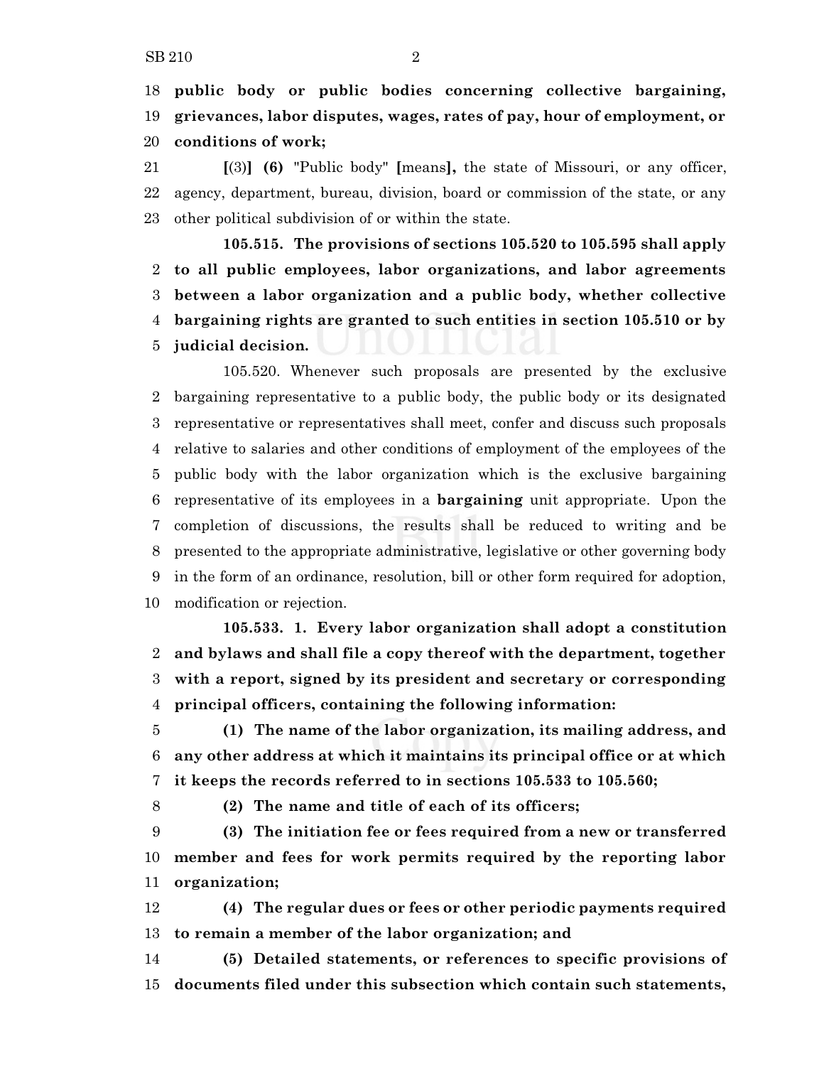**public body or public bodies concerning collective bargaining, grievances, labor disputes, wages, rates of pay, hour of employment, or conditions of work;**

[(3)] **(6)** "Public body" [means], the state of Missouri, or any officer, agency, department, bureau, division, board or commission of the state, or any other political subdivision of or within the state.

**105.515. The provisions of sections 105.520 to 105.595 shall apply to all public employees, labor organizations, and labor agreements between a labor organization and a public body, whether collective bargaining rights are granted to such entities in section 105.510 or by judicial decision.**

105.520. Whenever such proposals are presented by the exclusive bargaining representative to a public body, the public body or its designated representative or representatives shall meet, confer and discuss such proposals relative to salaries and other conditions of employment of the employees of the public body with the labor organization which is the exclusive bargaining representative of its employees in a **bargaining** unit appropriate. Upon the completion of discussions, the results shall be reduced to writing and be presented to the appropriate administrative, legislative or other governing body in the form of an ordinance, resolution, bill or other form required for adoption, modification or rejection.

**105.533. 1. Every labor organization shall adopt a constitution and bylaws and shall file a copy thereof with the department, together with a report, signed by its president and secretary or corresponding principal officers, containing the following information:**

**(1) The name of the labor organization, its mailing address, and any other address at which it maintains its principal office or at which it keeps the records referred to in sections 105.533 to 105.560;**

**(2) The name and title of each of its officers;**

**(3) The initiation fee or fees required from a new or transferred member and fees for work permits required by the reporting labor organization;**

**(4) The regular dues or fees or other periodic payments required to remain a member of the labor organization; and**

**(5) Detailed statements, or references to specific provisions of documents filed under this subsection which contain such statements,**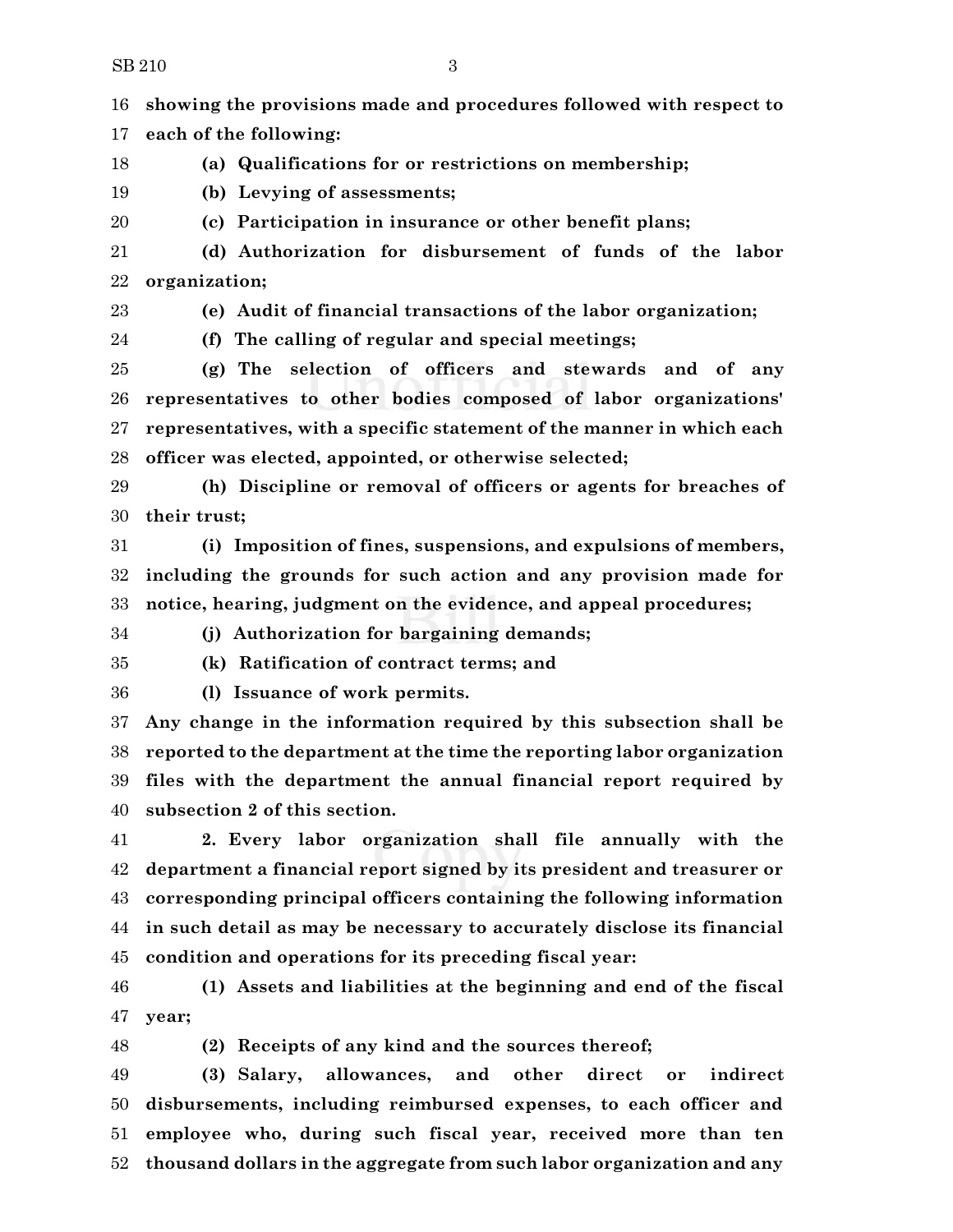**showing the provisions made and procedures followed with respect to each of the following:**

**(a) Qualifications for or restrictions on membership;**

**(b) Levying of assessments;**

**(c) Participation in insurance or other benefit plans;**

**(d) Authorization for disbursement of funds of the labor organization;**

**(e) Audit of financial transactions of the labor organization;**

**(f) The calling of regular and special meetings;**

**(g) The selection of officers and stewards and of any representatives to other bodies composed of labor organizations' representatives, with a specific statement of the manner in which each officer was elected, appointed, or otherwise selected;**

**(h) Discipline or removal of officers or agents for breaches of their trust;**

**(i) Imposition of fines, suspensions, and expulsions of members, including the grounds for such action and any provision made for notice, hearing, judgment on the evidence, and appeal procedures;**

**(j) Authorization for bargaining demands;**

**(k) Ratification of contract terms; and**

**(l) Issuance of work permits.**

**Any change in the information required by this subsection shall be reported to the department at the time the reporting labor organization files with the department the annual financial report required by subsection 2 of this section.**

**2. Every labor organization shall file annually with the department a financial report signed by its president and treasurer or corresponding principal officers containing the following information in such detail as may be necessary to accurately disclose its financial condition and operations for its preceding fiscal year:**

**(1) Assets and liabilities at the beginning and end of the fiscal year;**

**(2) Receipts of any kind and the sources thereof;**

**(3) Salary, allowances, and other direct or indirect disbursements, including reimbursed expenses, to each officer and employee who, during such fiscal year, received more than ten thousand dollars in the aggregate from such labor organization and any**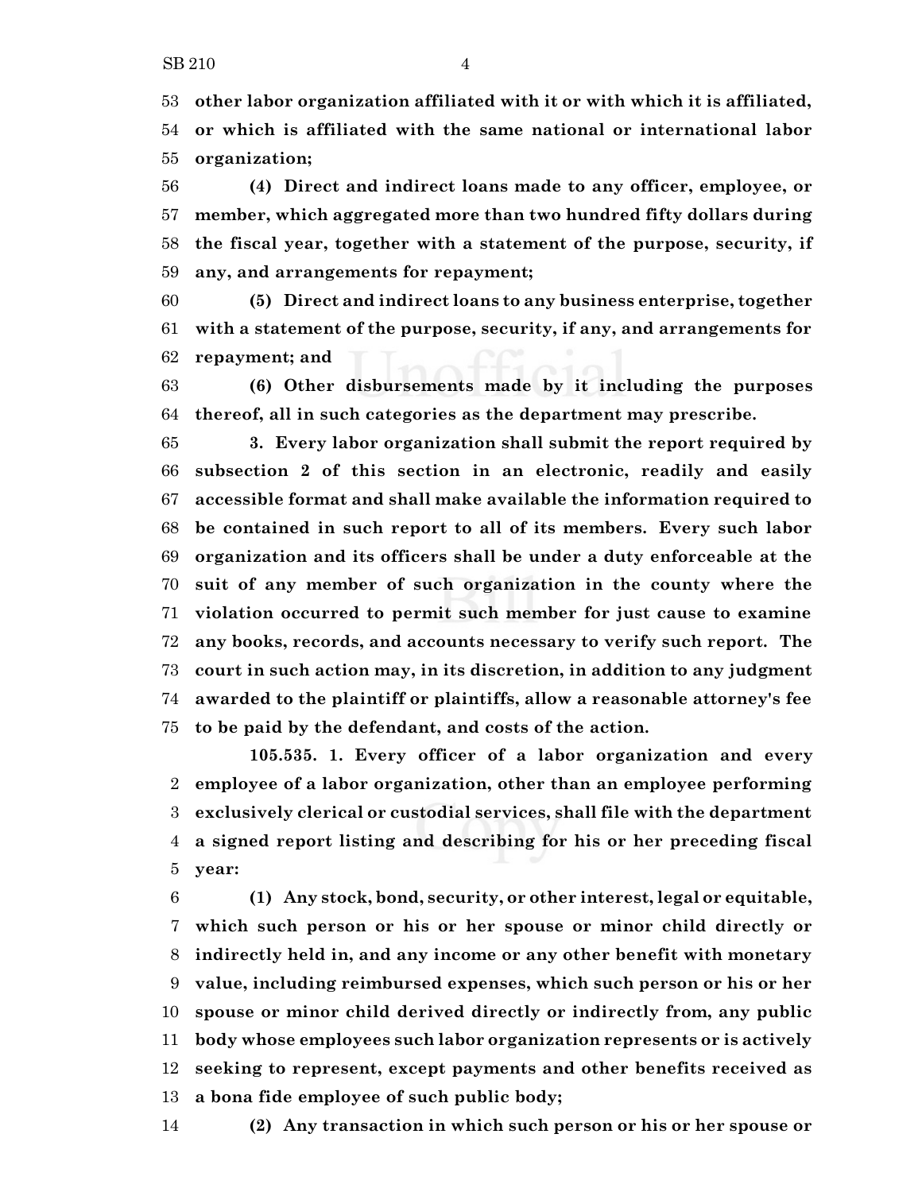**other labor organization affiliated with it or with which it is affiliated, or which is affiliated with the same national or international labor organization;**

**(4) Direct and indirect loans made to any officer, employee, or member, which aggregated more than two hundred fifty dollars during the fiscal year, together with a statement of the purpose, security, if any, and arrangements for repayment;**

**(5) Direct and indirect loans to any business enterprise, together with a statement of the purpose, security, if any, and arrangements for repayment; and**

**(6) Other disbursements made by it including the purposes thereof, all in such categories as the department may prescribe.**

**3. Every labor organization shall submit the report required by subsection 2 of this section in an electronic, readily and easily accessible format and shall make available the information required to be contained in such report to all of its members. Every such labor organization and its officers shall be under a duty enforceable at the suit of any member of such organization in the county where the violation occurred to permit such member for just cause to examine any books, records, and accounts necessary to verify such report. The court in such action may, in its discretion, in addition to any judgment awarded to the plaintiff or plaintiffs, allow a reasonable attorney's fee to be paid by the defendant, and costs of the action.**

**105.535. 1. Every officer of a labor organization and every employee of a labor organization, other than an employee performing exclusively clerical or custodial services, shall file with the department a signed report listing and describing for his or her preceding fiscal year:**

**(1) Any stock, bond, security, or other interest, legal or equitable, which such person or his or her spouse or minor child directly or indirectly held in, and any income or any other benefit with monetary value, including reimbursed expenses, which such person or his or her spouse or minor child derived directly or indirectly from, any public body whose employees such labor organization represents or is actively seeking to represent, except payments and other benefits received as a bona fide employee of such public body;**

**(2) Any transaction in which such person or his or her spouse or**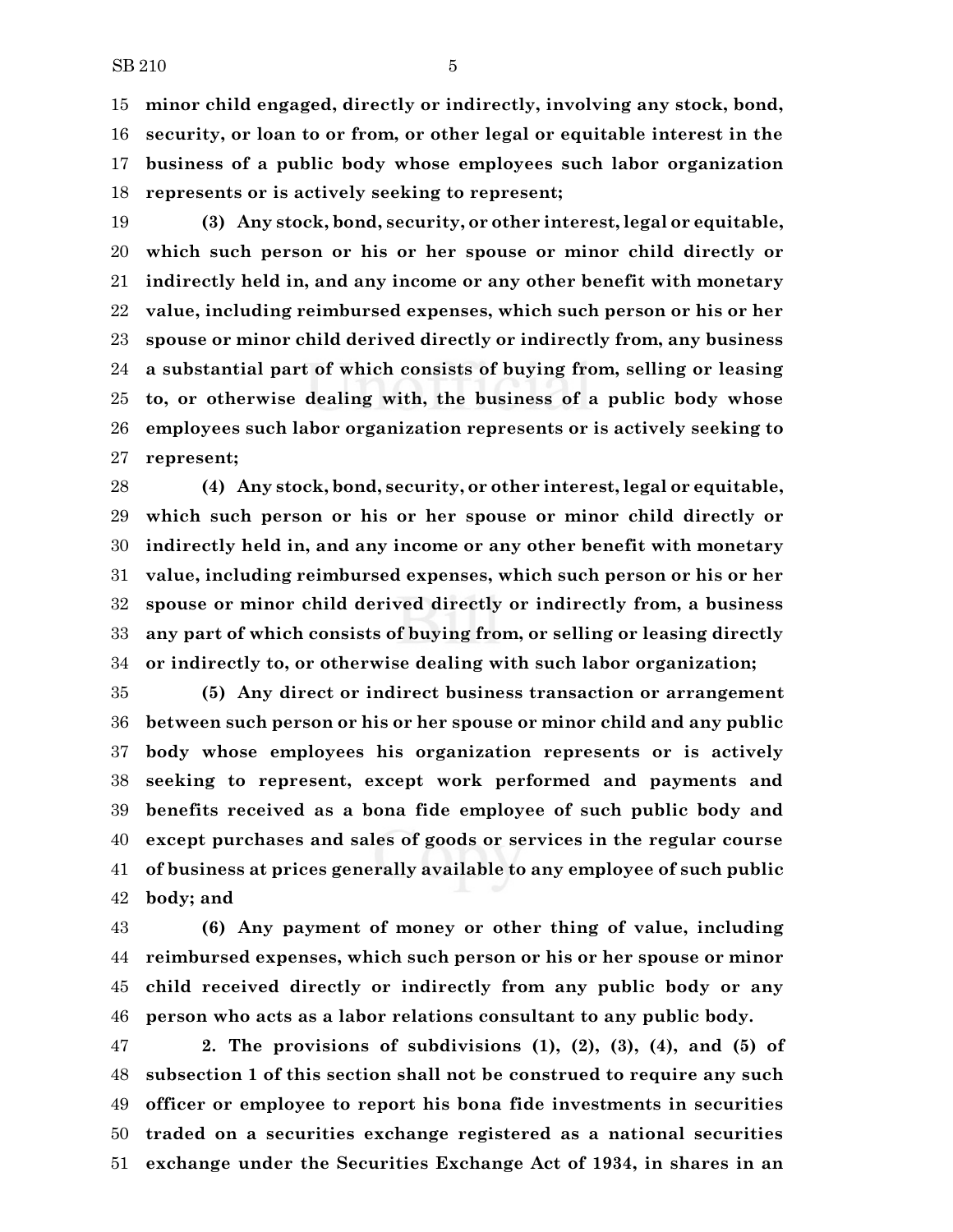**minor child engaged, directly or indirectly, involving any stock, bond, security, or loan to or from, or other legal or equitable interest in the business of a public body whose employees such labor organization represents or is actively seeking to represent;**

**(3) Any stock, bond, security, or other interest, legal or equitable, which such person or his or her spouse or minor child directly or indirectly held in, and any income or any other benefit with monetary value, including reimbursed expenses, which such person or his or her spouse or minor child derived directly or indirectly from, any business a substantial part of which consists of buying from, selling or leasing to, or otherwise dealing with, the business of a public body whose employees such labor organization represents or is actively seeking to represent;**

**(4) Any stock, bond, security, or other interest, legal or equitable, which such person or his or her spouse or minor child directly or indirectly held in, and any income or any other benefit with monetary value, including reimbursed expenses, which such person or his or her spouse or minor child derived directly or indirectly from, a business any part of which consists of buying from, or selling or leasing directly or indirectly to, or otherwise dealing with such labor organization;**

**(5) Any direct or indirect business transaction or arrangement between such person or his or her spouse or minor child and any public body whose employees his organization represents or is actively seeking to represent, except work performed and payments and benefits received as a bona fide employee of such public body and except purchases and sales of goods or services in the regular course of business at prices generally available to any employee of such public body; and**

**(6) Any payment of money or other thing of value, including reimbursed expenses, which such person or his or her spouse or minor child received directly or indirectly from any public body or any person who acts as a labor relations consultant to any public body.**

**2. The provisions of subdivisions (1), (2), (3), (4), and (5) of subsection 1 of this section shall not be construed to require any such officer or employee to report his bona fide investments in securities traded on a securities exchange registered as a national securities exchange under the Securities Exchange Act of 1934, in shares in an**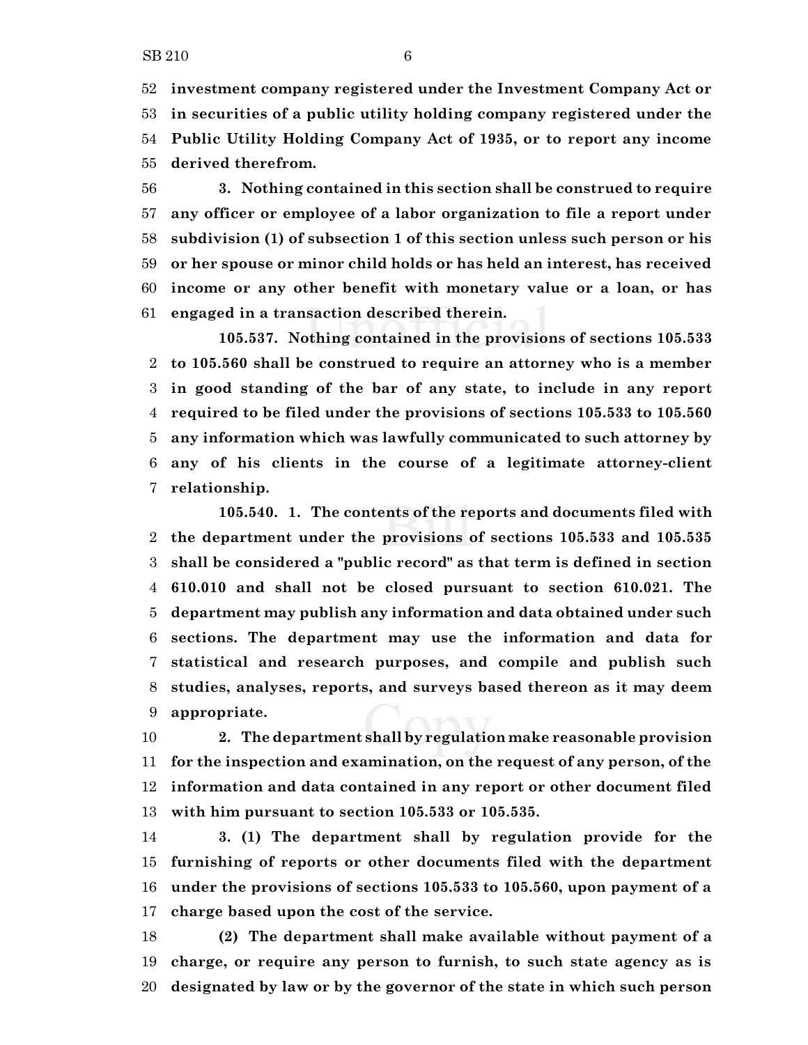**investment company registered under the Investment Company Act or in securities of a public utility holding company registered under the Public Utility Holding Company Act of 1935, or to report any income derived therefrom.**

**3. Nothing contained in this section shall be construed to require any officer or employee of a labor organization to file a report under subdivision (1) of subsection 1 of this section unless such person or his or her spouse or minor child holds or has held an interest, has received income or any other benefit with monetary value or a loan, or has engaged in a transaction described therein.**

**105.537. Nothing contained in the provisions of sections 105.533 to 105.560 shall be construed to require an attorney who is a member in good standing of the bar of any state, to include in any report required to be filed under the provisions of sections 105.533 to 105.560 any information which was lawfully communicated to such attorney by any of his clients in the course of a legitimate attorney-client relationship.**

**105.540. 1. The contents of the reports and documents filed with the department under the provisions of sections 105.533 and 105.535 shall be considered a "public record" as that term is defined in section 610.010 and shall not be closed pursuant to section 610.021. The department may publish any information and data obtained under such sections. The department may use the information and data for statistical and research purposes, and compile and publish such studies, analyses, reports, and surveys based thereon as it may deem appropriate.**

**2. The department shall by regulation make reasonable provision for the inspection and examination, on the request of any person, of the information and data contained in any report or other document filed with him pursuant to section 105.533 or 105.535.**

**3. (1) The department shall by regulation provide for the furnishing of reports or other documents filed with the department under the provisions of sections 105.533 to 105.560, upon payment of a charge based upon the cost of the service.**

**(2) The department shall make available without payment of a charge, or require any person to furnish, to such state agency as is designated by law or by the governor of the state in which such person**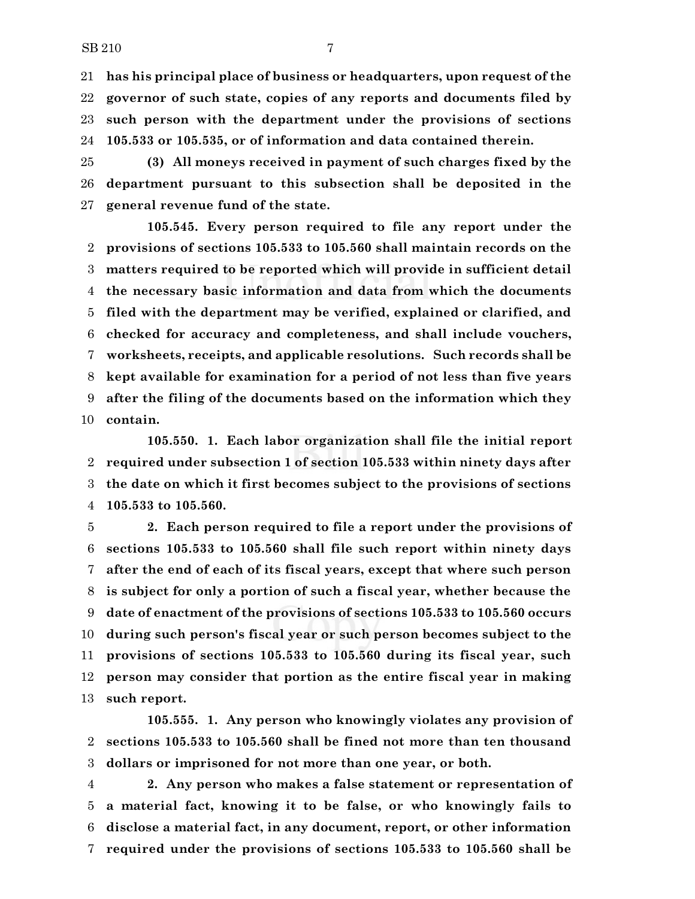**has his principal place of business or headquarters, upon request of the governor of such state, copies of any reports and documents filed by such person with the department under the provisions of sections 105.533 or 105.535, or of information and data contained therein.**

**(3) All moneys received in payment of such charges fixed by the department pursuant to this subsection shall be deposited in the general revenue fund of the state.**

**105.545. Every person required to file any report under the provisions of sections 105.533 to 105.560 shall maintain records on the matters required to be reported which will provide in sufficient detail the necessary basic information and data from which the documents filed with the department may be verified, explained or clarified, and checked for accuracy and completeness, and shall include vouchers, worksheets, receipts, and applicable resolutions. Such records shall be kept available for examination for a period of not less than five years after the filing of the documents based on the information which they contain.**

**105.550. 1. Each labor organization shall file the initial report required under subsection 1 of section 105.533 within ninety days after the date on which it first becomes subject to the provisions of sections 105.533 to 105.560.**

**2. Each person required to file a report under the provisions of sections 105.533 to 105.560 shall file such report within ninety days after the end of each of its fiscal years, except that where such person is subject for only a portion of such a fiscal year, whether because the date of enactment of the provisions of sections 105.533 to 105.560 occurs during such person's fiscal year or such person becomes subject to the provisions of sections 105.533 to 105.560 during its fiscal year, such person may consider that portion as the entire fiscal year in making such report.**

**105.555. 1. Any person who knowingly violates any provision of sections 105.533 to 105.560 shall be fined not more than ten thousand dollars or imprisoned for not more than one year, or both.**

**2. Any person who makes a false statement or representation of a material fact, knowing it to be false, or who knowingly fails to disclose a material fact, in any document, report, or other information required under the provisions of sections 105.533 to 105.560 shall be**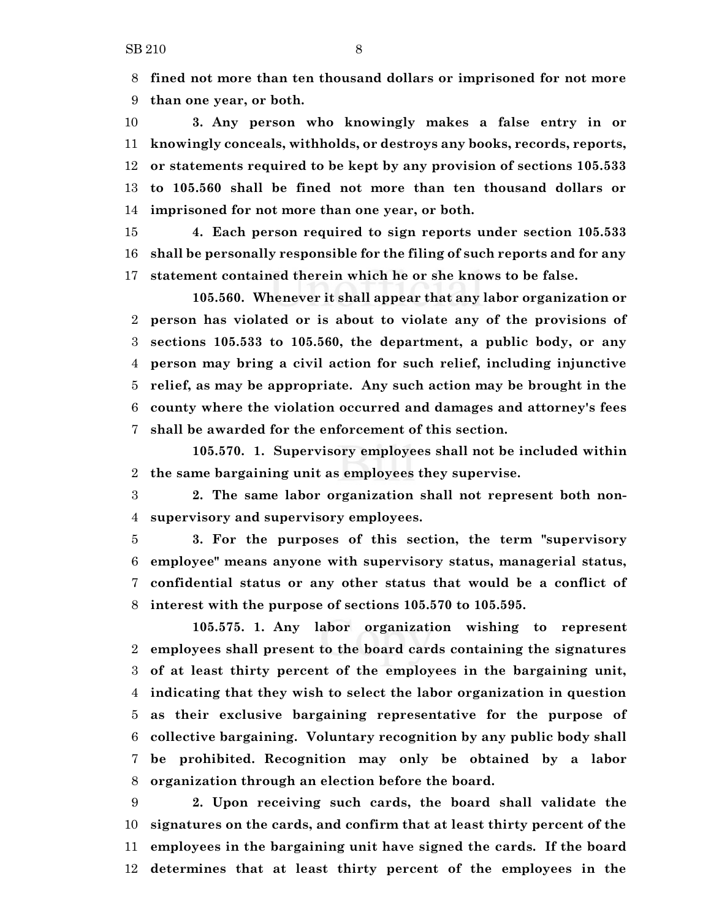**fined not more than ten thousand dollars or imprisoned for not more than one year, or both.**

**3. Any person who knowingly makes a false entry in or knowingly conceals, withholds, or destroys any books, records, reports, or statements required to be kept by any provision of sections 105.533 to 105.560 shall be fined not more than ten thousand dollars or imprisoned for not more than one year, or both.**

**4. Each person required to sign reports under section 105.533 shall be personally responsible for the filing of such reports and for any statement contained therein which he or she knows to be false.**

**105.560. Whenever it shall appear that any labor organization or person has violated or is about to violate any of the provisions of sections 105.533 to 105.560, the department, a public body, or any person may bring a civil action for such relief, including injunctive relief, as may be appropriate. Any such action may be brought in the county where the violation occurred and damages and attorney's fees shall be awarded for the enforcement of this section.**

**105.570. 1. Supervisory employees shall not be included within the same bargaining unit as employees they supervise.**

**2. The same labor organization shall not represent both non-supervisory and supervisory employees.**

**3. For the purposes of this section, the term "supervisory employee" means anyone with supervisory status, managerial status, confidential status or any other status that would be a conflict of interest with the purpose of sections 105.570 to 105.595.**

**105.575. 1. Any labor organization wishing to represent employees shall present to the board cards containing the signatures of at least thirty percent of the employees in the bargaining unit, indicating that they wish to select the labor organization in question as their exclusive bargaining representative for the purpose of collective bargaining. Voluntary recognition by any public body shall be prohibited. Recognition may only be obtained by a labor organization through an election before the board.**

**2. Upon receiving such cards, the board shall validate the signatures on the cards, and confirm that at least thirty percent of the employees in the bargaining unit have signed the cards. If the board determines that at least thirty percent of the employees in the**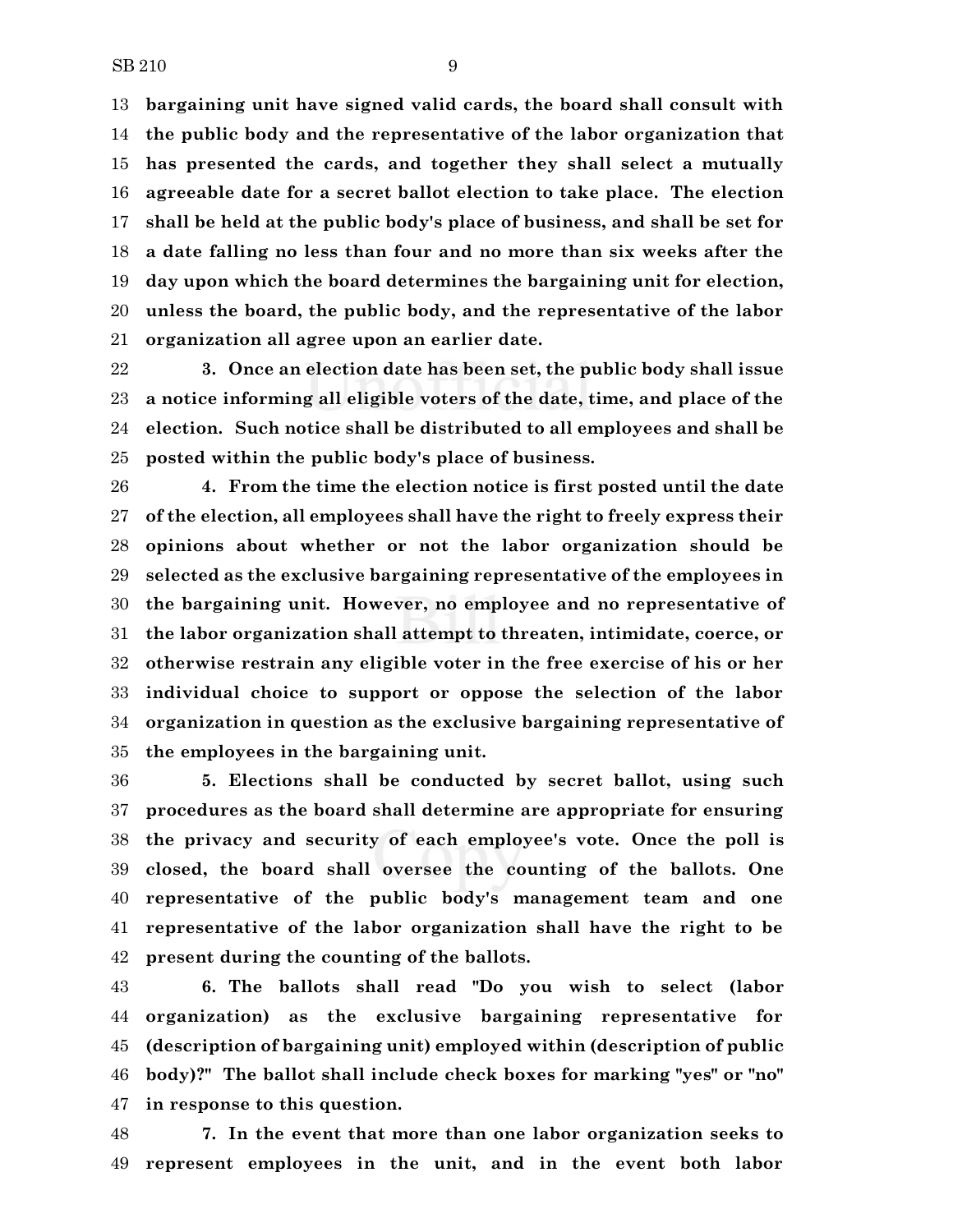**bargaining unit have signed valid cards, the board shall consult with the public body and the representative of the labor organization that has presented the cards, and together they shall select a mutually agreeable date for a secret ballot election to take place. The election shall be held at the public body's place of business, and shall be set for a date falling no less than four and no more than six weeks after the day upon which the board determines the bargaining unit for election, unless the board, the public body, and the representative of the labor organization all agree upon an earlier date.**

**3. Once an election date has been set, the public body shall issue a notice informing all eligible voters of the date, time, and place of the election. Such notice shall be distributed to all employees and shall be posted within the public body's place of business.**

**4. From the time the election notice is first posted until the date of the election, all employees shall have the right to freely express their opinions about whether or not the labor organization should be selected as the exclusive bargaining representative of the employees in the bargaining unit. However, no employee and no representative of the labor organization shall attempt to threaten, intimidate, coerce, or otherwise restrain any eligible voter in the free exercise of his or her individual choice to support or oppose the selection of the labor organization in question as the exclusive bargaining representative of the employees in the bargaining unit.**

**5. Elections shall be conducted by secret ballot, using such procedures as the board shall determine are appropriate for ensuring the privacy and security of each employee's vote. Once the poll is closed, the board shall oversee the counting of the ballots. One representative of the public body's management team and one representative of the labor organization shall have the right to be present during the counting of the ballots.**

**6. The ballots shall read "Do you wish to select (labor organization) as the exclusive bargaining representative for (description of bargaining unit) employed within (description of public body)?" The ballot shall include check boxes for marking "yes" or "no" in response to this question.**

**7. In the event that more than one labor organization seeks to represent employees in the unit, and in the event both labor**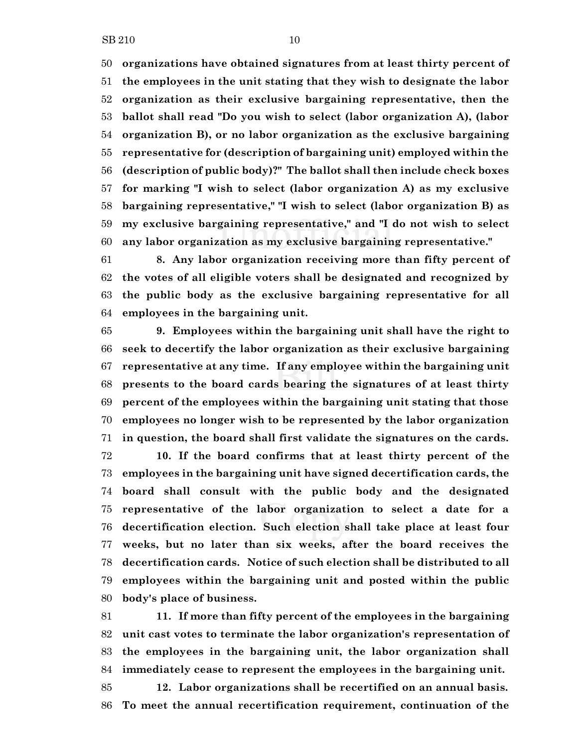**organizations have obtained signatures from at least thirty percent of the employees in the unit stating that they wish to designate the labor organization as their exclusive bargaining representative, then the ballot shall read "Do you wish to select (labor organization A), (labor organization B), or no labor organization as the exclusive bargaining representative for (description of bargaining unit) employed within the (description of public body)?" The ballot shall then include check boxes for marking "I wish to select (labor organization A) as my exclusive bargaining representative," "I wish to select (labor organization B) as my exclusive bargaining representative," and "I do not wish to select any labor organization as my exclusive bargaining representative."**

**8. Any labor organization receiving more than fifty percent of the votes of all eligible voters shall be designated and recognized by the public body as the exclusive bargaining representative for all employees in the bargaining unit.**

**9. Employees within the bargaining unit shall have the right to seek to decertify the labor organization as their exclusive bargaining representative at any time. If any employee within the bargaining unit presents to the board cards bearing the signatures of at least thirty percent of the employees within the bargaining unit stating that those employees no longer wish to be represented by the labor organization in question, the board shall first validate the signatures on the cards.**

**10. If the board confirms that at least thirty percent of the employees in the bargaining unit have signed decertification cards, the board shall consult with the public body and the designated representative of the labor organization to select a date for a decertification election. Such election shall take place at least four weeks, but no later than six weeks, after the board receives the decertification cards. Notice of such election shall be distributed to all employees within the bargaining unit and posted within the public body's place of business.**

**11. If more than fifty percent of the employees in the bargaining unit cast votes to terminate the labor organization's representation of the employees in the bargaining unit, the labor organization shall immediately cease to represent the employees in the bargaining unit.**

**12. Labor organizations shall be recertified on an annual basis. To meet the annual recertification requirement, continuation of the**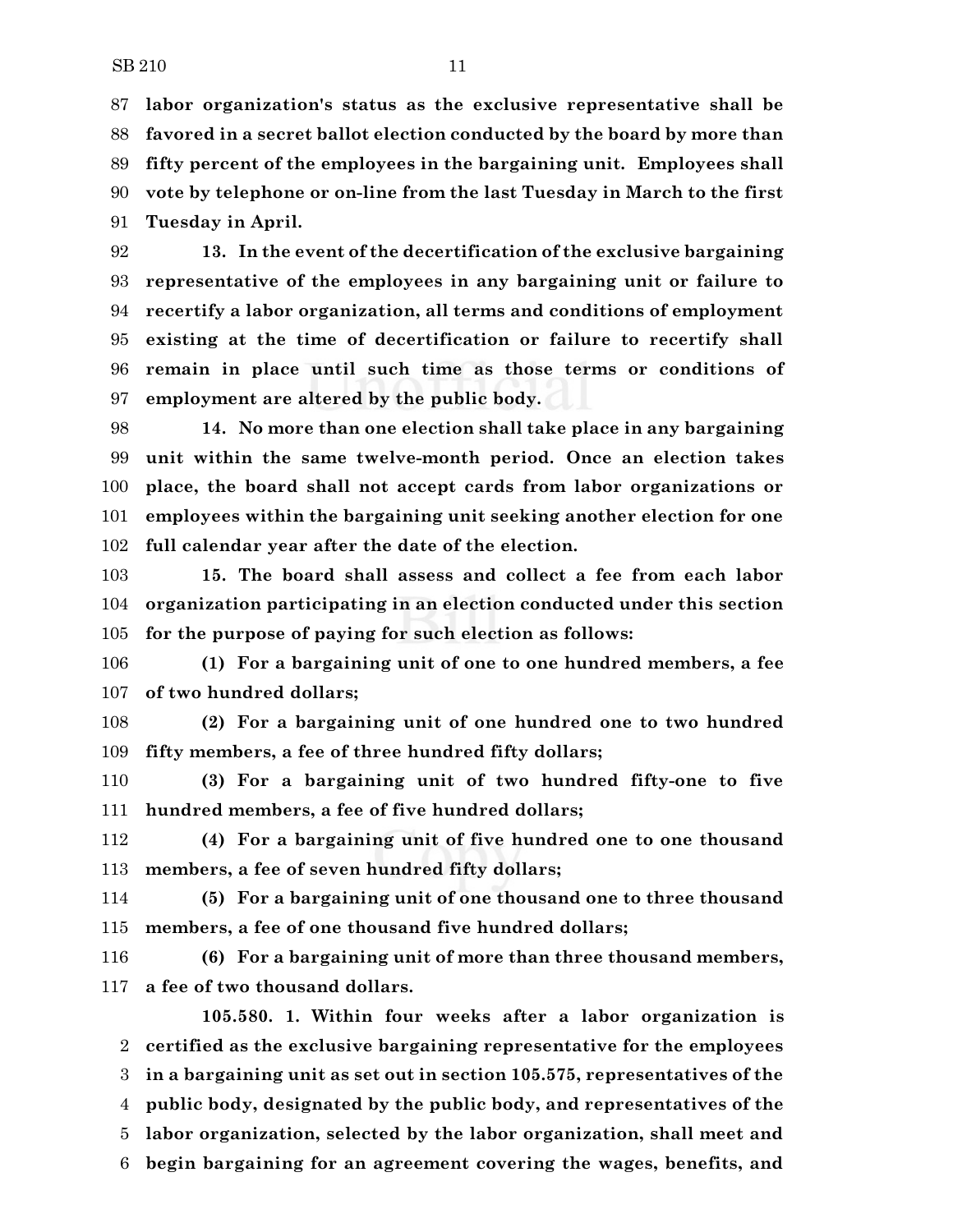**labor organization's status as the exclusive representative shall be favored in a secret ballot election conducted by the board by more than fifty percent of the employees in the bargaining unit. Employees shall vote by telephone or on-line from the last Tuesday in March to the first Tuesday in April.**

**13. In the event of the decertification of the exclusive bargaining representative of the employees in any bargaining unit or failure to recertify a labor organization, all terms and conditions of employment existing at the time of decertification or failure to recertify shall remain in place until such time as those terms or conditions of employment are altered by the public body.**

**14. No more than one election shall take place in any bargaining unit within the same twelve-month period. Once an election takes place, the board shall not accept cards from labor organizations or employees within the bargaining unit seeking another election for one full calendar year after the date of the election.**

**15. The board shall assess and collect a fee from each labor organization participating in an election conducted under this section for the purpose of paying for such election as follows:**

**(1) For a bargaining unit of one to one hundred members, a fee of two hundred dollars;**

**(2) For a bargaining unit of one hundred one to two hundred fifty members, a fee of three hundred fifty dollars;**

**(3) For a bargaining unit of two hundred fifty-one to five hundred members, a fee of five hundred dollars;**

**(4) For a bargaining unit of five hundred one to one thousand members, a fee of seven hundred fifty dollars;**

**(5) For a bargaining unit of one thousand one to three thousand members, a fee of one thousand five hundred dollars;**

**(6) For a bargaining unit of more than three thousand members, a fee of two thousand dollars.**

**105.580. 1. Within four weeks after a labor organization is certified as the exclusive bargaining representative for the employees in a bargaining unit as set out in section 105.575, representatives of the public body, designated by the public body, and representatives of the labor organization, selected by the labor organization, shall meet and begin bargaining for an agreement covering the wages, benefits, and**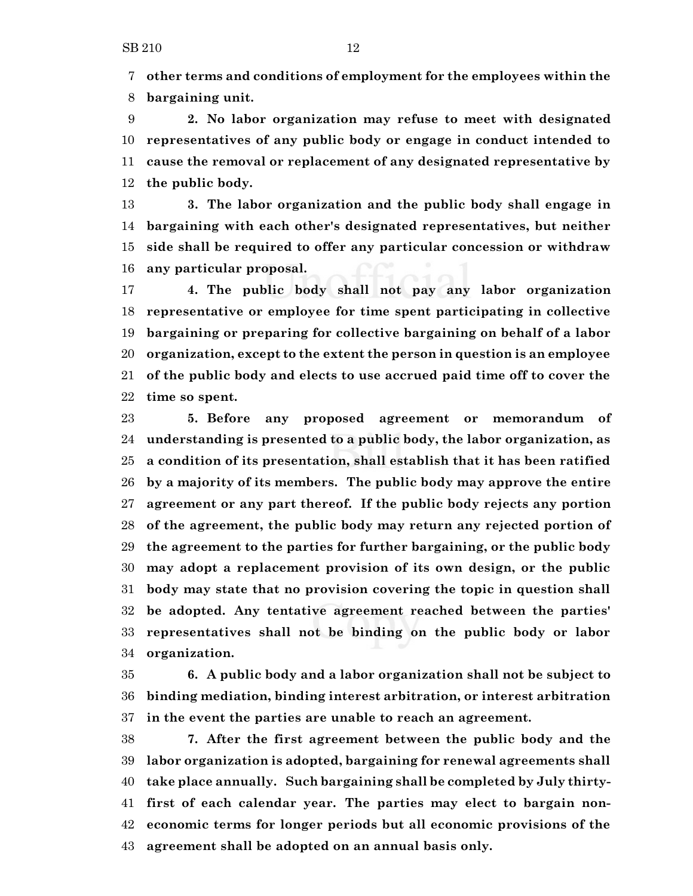**other terms and conditions of employment for the employees within the bargaining unit.**

**2. No labor organization may refuse to meet with designated representatives of any public body or engage in conduct intended to cause the removal or replacement of any designated representative by the public body.**

**3. The labor organization and the public body shall engage in bargaining with each other's designated representatives, but neither side shall be required to offer any particular concession or withdraw any particular proposal.**

**4. The public body shall not pay any labor organization representative or employee for time spent participating in collective bargaining or preparing for collective bargaining on behalf of a labor organization, except to the extent the person in question is an employee of the public body and elects to use accrued paid time off to cover the time so spent.**

**5. Before any proposed agreement or memorandum of understanding is presented to a public body, the labor organization, as a condition of its presentation, shall establish that it has been ratified by a majority of its members. The public body may approve the entire agreement or any part thereof. If the public body rejects any portion of the agreement, the public body may return any rejected portion of the agreement to the parties for further bargaining, or the public body may adopt a replacement provision of its own design, or the public body may state that no provision covering the topic in question shall be adopted. Any tentative agreement reached between the parties' representatives shall not be binding on the public body or labor organization.**

**6. A public body and a labor organization shall not be subject to binding mediation, binding interest arbitration, or interest arbitration in the event the parties are unable to reach an agreement.**

**7. After the first agreement between the public body and the labor organization is adopted, bargaining for renewal agreements shall take place annually. Such bargaining shall be completed by July thirty-first of each calendar year. The parties may elect to bargain non-economic terms for longer periods but all economic provisions of the agreement shall be adopted on an annual basis only.**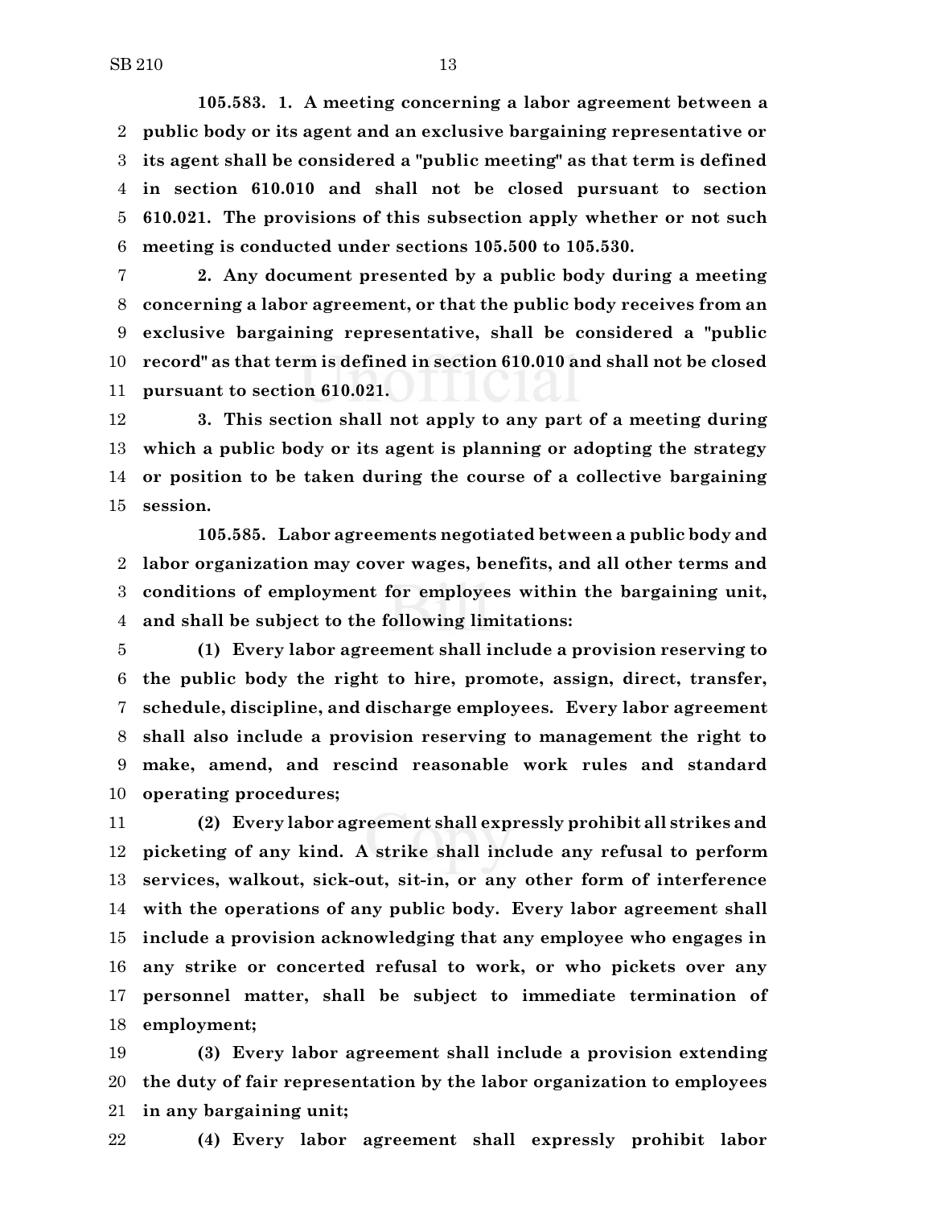**105.583. 1. A meeting concerning a labor agreement between a public body or its agent and an exclusive bargaining representative or its agent shall be considered a "public meeting" as that term is defined in section 610.010 and shall not be closed pursuant to section 610.021. The provisions of this subsection apply whether or not such meeting is conducted under sections 105.500 to 105.530.**

**2. Any document presented by a public body during a meeting concerning a labor agreement, or that the public body receives from an exclusive bargaining representative, shall be considered a "public record" as that term is defined in section 610.010 and shall not be closed pursuant to section 610.021.**

**3. This section shall not apply to any part of a meeting during which a public body or its agent is planning or adopting the strategy or position to be taken during the course of a collective bargaining session.**

**105.585. Labor agreements negotiated between a public body and labor organization may cover wages, benefits, and all other terms and conditions of employment for employees within the bargaining unit, and shall be subject to the following limitations:**

**(1) Every labor agreement shall include a provision reserving to the public body the right to hire, promote, assign, direct, transfer, schedule, discipline, and discharge employees. Every labor agreement shall also include a provision reserving to management the right to make, amend, and rescind reasonable work rules and standard operating procedures;**

**(2) Every labor agreement shall expressly prohibit all strikes and picketing of any kind. A strike shall include any refusal to perform services, walkout, sick-out, sit-in, or any other form of interference with the operations of any public body. Every labor agreement shall include a provision acknowledging that any employee who engages in any strike or concerted refusal to work, or who pickets over any personnel matter, shall be subject to immediate termination of employment;**

**(3) Every labor agreement shall include a provision extending the duty of fair representation by the labor organization to employees in any bargaining unit;**

**(4) Every labor agreement shall expressly prohibit labor**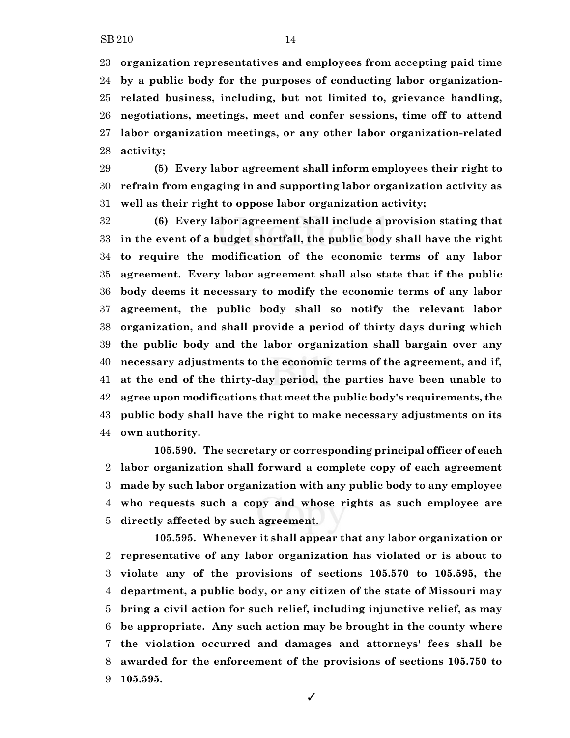**organization representatives and employees from accepting paid time by a public body for the purposes of conducting labor organization-related business, including, but not limited to, grievance handling, negotiations, meetings, meet and confer sessions, time off to attend labor organization meetings, or any other labor organization-related activity;**

**(5) Every labor agreement shall inform employees their right to refrain from engaging in and supporting labor organization activity as well as their right to oppose labor organization activity;**

**(6) Every labor agreement shall include a provision stating that in the event of a budget shortfall, the public body shall have the right to require the modification of the economic terms of any labor agreement. Every labor agreement shall also state that if the public body deems it necessary to modify the economic terms of any labor agreement, the public body shall so notify the relevant labor organization, and shall provide a period of thirty days during which the public body and the labor organization shall bargain over any necessary adjustments to the economic terms of the agreement, and if, at the end of the thirty-day period, the parties have been unable to agree upon modifications that meet the public body's requirements, the public body shall have the right to make necessary adjustments on its own authority.**

**105.590. The secretary or corresponding principal officer of each labor organization shall forward a complete copy of each agreement made by such labor organization with any public body to any employee who requests such a copy and whose rights as such employee are directly affected by such agreement.**

**105.595. Whenever it shall appear that any labor organization or representative of any labor organization has violated or is about to violate any of the provisions of sections 105.570 to 105.595, the department, a public body, or any citizen of the state of Missouri may bring a civil action for such relief, including injunctive relief, as may be appropriate. Any such action may be brought in the county where the violation occurred and damages and attorneys' fees shall be awarded for the enforcement of the provisions of sections 105.750 to 105.595.**

✓